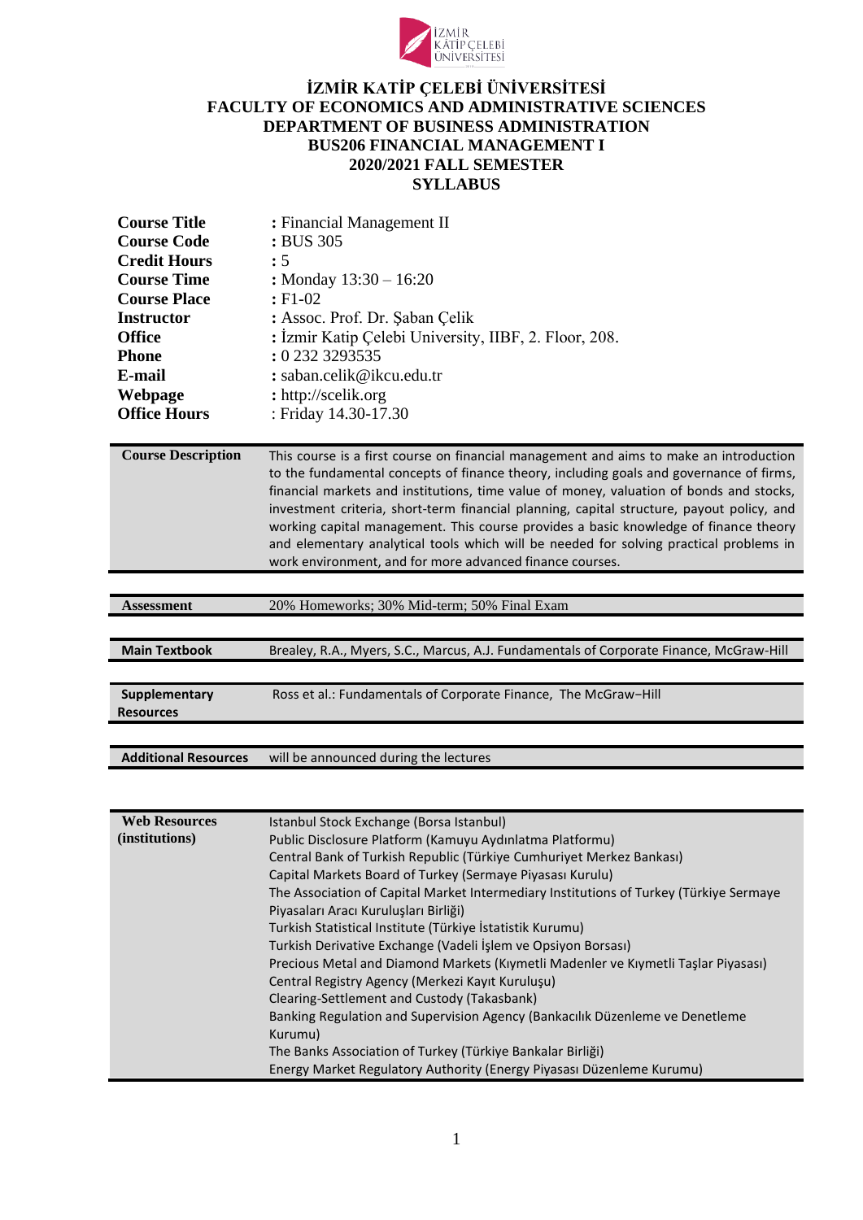# İZMİR KATİP ÇELEBİ ÜNİVERSİTESİ
## FACULTY OF ECONOMICS AND ADMINISTRATIVE SCIENCES
## DEPARTMENT OF BUSINESS ADMINISTRATION
## BUS206 FINANCIAL MANAGEMENT I
## 2020/2021 FALL SEMESTER
## SYLLABUS

| | |
|---|---|
| **Course Title** | : Financial Management II |
| **Course Code** | : BUS 305 |
| **Credit Hours** | : 5 |
| **Course Time** | : Monday 13:30 – 16:20 |
| **Course Place** | : F1-02 |
| **Instructor** | : Assoc. Prof. Dr. Şaban Çelik |
| **Office** | : İzmir Katip Çelebi University, IIBF, 2. Floor, 208. |
| **Phone** | : 0 232 3293535 |
| **E-mail** | : saban.celik@ikcu.edu.tr |
| **Webpage** | : http://scelik.org |
| **Office Hours** | : Friday 14.30-17.30 |

| | |
|---|---|
| **Course Description** | This course is a first course on financial management and aims to make an introduction to the fundamental concepts of finance theory, including goals and governance of firms, financial markets and institutions, time value of money, valuation of bonds and stocks, investment criteria, short-term financial planning, capital structure, payout policy, and working capital management. This course provides a basic knowledge of finance theory and elementary analytical tools which will be needed for solving practical problems in work environment, and for more advanced finance courses. |

| | |
|---|---|
| **Assessment** | 20% Homeworks; 30% Mid-term; 50% Final Exam |

| | |
|---|---|
| **Main Textbook** | Brealey, R.A., Myers, S.C., Marcus, A.J. Fundamentals of Corporate Finance, McGraw-Hill |

| | |
|---|---|
| **Supplementary Resources** | Ross et al.: Fundamentals of Corporate Finance, The McGraw−Hill |

| | |
|---|---|
| **Additional Resources** | will be announced during the lectures |

| | |
|---|---|
| **Web Resources (institutions)** | Istanbul Stock Exchange (Borsa Istanbul)<br>Public Disclosure Platform (Kamuyu Aydınlatma Platformu)<br>Central Bank of Turkish Republic (Türkiye Cumhuriyet Merkez Bankası)<br>Capital Markets Board of Turkey (Sermaye Piyasası Kurulu)<br>The Association of Capital Market Intermediary Institutions of Turkey (Türkiye Sermaye Piyasaları Aracı Kuruluşları Birliği)<br>Turkish Statistical Institute (Türkiye İstatistik Kurumu)<br>Turkish Derivative Exchange (Vadeli İşlem ve Opsiyon Borsası)<br>Precious Metal and Diamond Markets (Kıymetli Madenler ve Kıymetli Taşlar Piyasası)<br>Central Registry Agency (Merkezi Kayıt Kuruluşu)<br>Clearing-Settlement and Custody (Takasbank)<br>Banking Regulation and Supervision Agency (Bankacılık Düzenleme ve Denetleme Kurumu)<br>The Banks Association of Turkey (Türkiye Bankalar Birliği)<br>Energy Market Regulatory Authority (Energy Piyasası Düzenleme Kurumu) |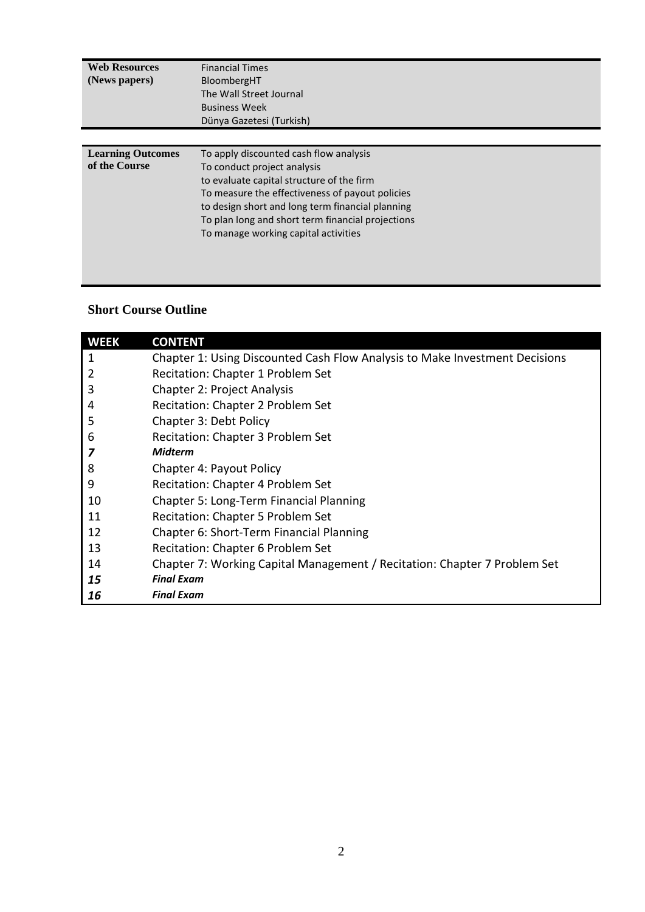| | |
|---|---|
| **Web Resources (News papers)** | Financial Times<br>BloombergHT<br>The Wall Street Journal<br>Business Week<br>Dünya Gazetesi (Turkish) |

| | |
|---|---|
| **Learning Outcomes of the Course** | To apply discounted cash flow analysis<br>To conduct project analysis<br>to evaluate capital structure of the firm<br>To measure the effectiveness of payout policies<br>to design short and long term financial planning<br>To plan long and short term financial projections<br>To manage working capital activities |

## Short Course Outline

| WEEK | CONTENT |
|---|---|
| 1 | Chapter 1: Using Discounted Cash Flow Analysis to Make Investment Decisions |
| 2 | Recitation: Chapter 1 Problem Set |
| 3 | Chapter 2: Project Analysis |
| 4 | Recitation: Chapter 2 Problem Set |
| 5 | Chapter 3: Debt Policy |
| 6 | Recitation: Chapter 3 Problem Set |
| ***7*** | ***Midterm*** |
| 8 | Chapter 4: Payout Policy |
| 9 | Recitation: Chapter 4 Problem Set |
| 10 | Chapter 5: Long-Term Financial Planning |
| 11 | Recitation: Chapter 5 Problem Set |
| 12 | Chapter 6: Short-Term Financial Planning |
| 13 | Recitation: Chapter 6 Problem Set |
| 14 | Chapter 7: Working Capital Management / Recitation: Chapter 7 Problem Set |
| ***15*** | ***Final Exam*** |
| ***16*** | ***Final Exam*** |